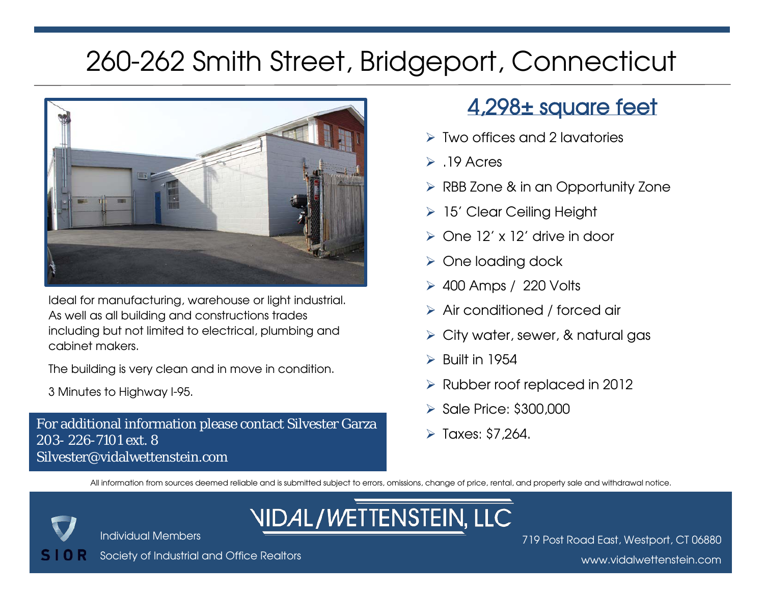# 260-262 Smith Street, Bridgeport, Connecticut

Ideal for manufacturing, warehouse or light industrial. As well as all building and constructions trades including but not limited to electrical, plumbing and cabinet makers.

The building is very clean and in move in condition.

3 Minutes to Highway I-95.

For additional information please contact Silvester Garza
203- 226-7101 ext. 8
Silvester@vidalwettenstein.com

## 4,298± square feet

- Two offices and 2 lavatories
- .19 Acres
- RBB Zone & in an Opportunity Zone
- 15' Clear Ceiling Height
- One 12' x 12' drive in door
- One loading dock
- 400 Amps / 220 Volts
- Air conditioned / forced air
- City water, sewer, & natural gas
- Built in 1954
- Rubber roof replaced in 2012
- Sale Price: $300,000
- Taxes: $7,264.

All information from sources deemed reliable and is submitted subject to errors, omissions, change of price, rental, and property sale and withdrawal notice.

SIOR Individual Members
Society of Industrial and Office Realtors

VIDAL/WETTENSTEIN, LLC
719 Post Road East, Westport, CT 06880
www.vidalwettenstein.com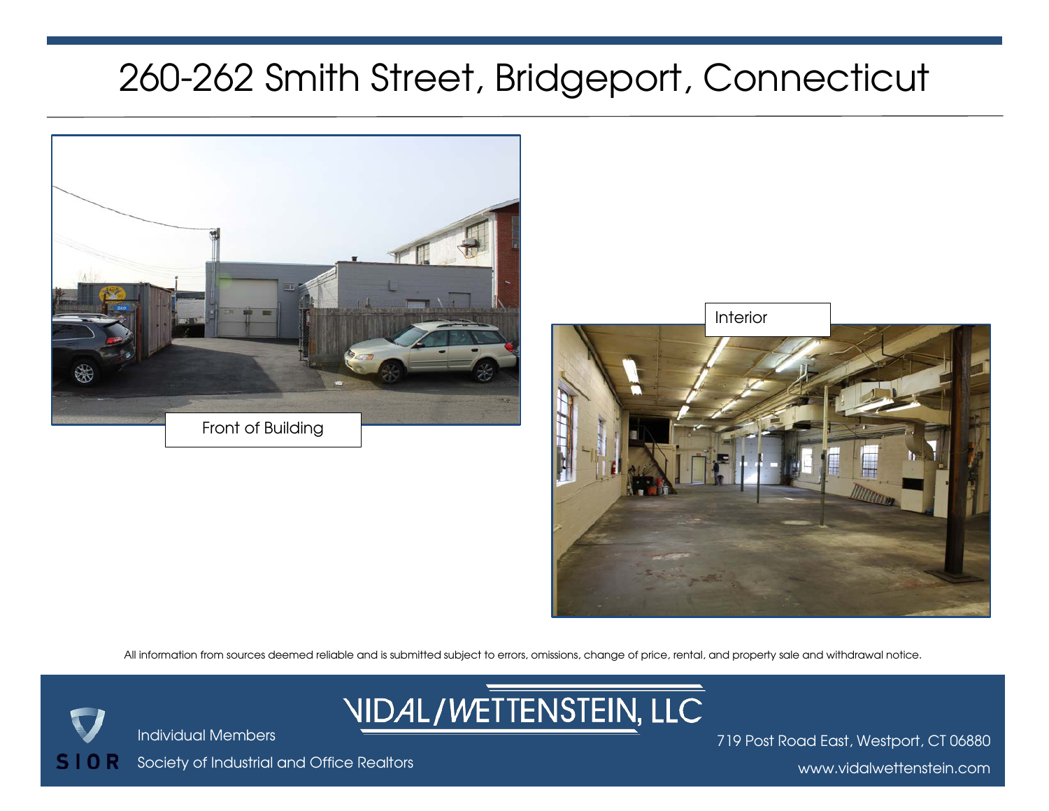# 260-262 Smith Street, Bridgeport, Connecticut

Front of Building

Interior

All information from sources deemed reliable and is submitted subject to errors, omissions, change of price, rental, and property sale and withdrawal notice.

SIOR

Individual Members

Society of Industrial and Office Realtors

VIDAL/WETTENSTEIN, LLC

719 Post Road East, Westport, CT 06880

www.vidalwettenstein.com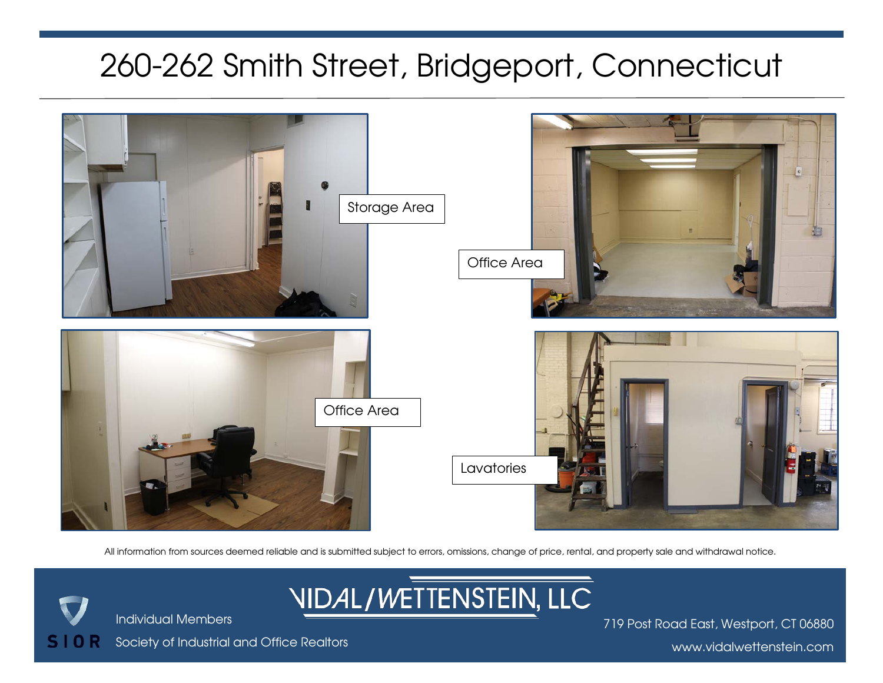# 260-262 Smith Street, Bridgeport, Connecticut

Storage Area

Office Area

Office Area

Lavatories

All information from sources deemed reliable and is submitted subject to errors, omissions, change of price, rental, and property sale and withdrawal notice.

SIOR Individual Members Society of Industrial and Office Realtors

VIDAL/WETTENSTEIN, LLC

719 Post Road East, Westport, CT 06880

www.vidalwettenstein.com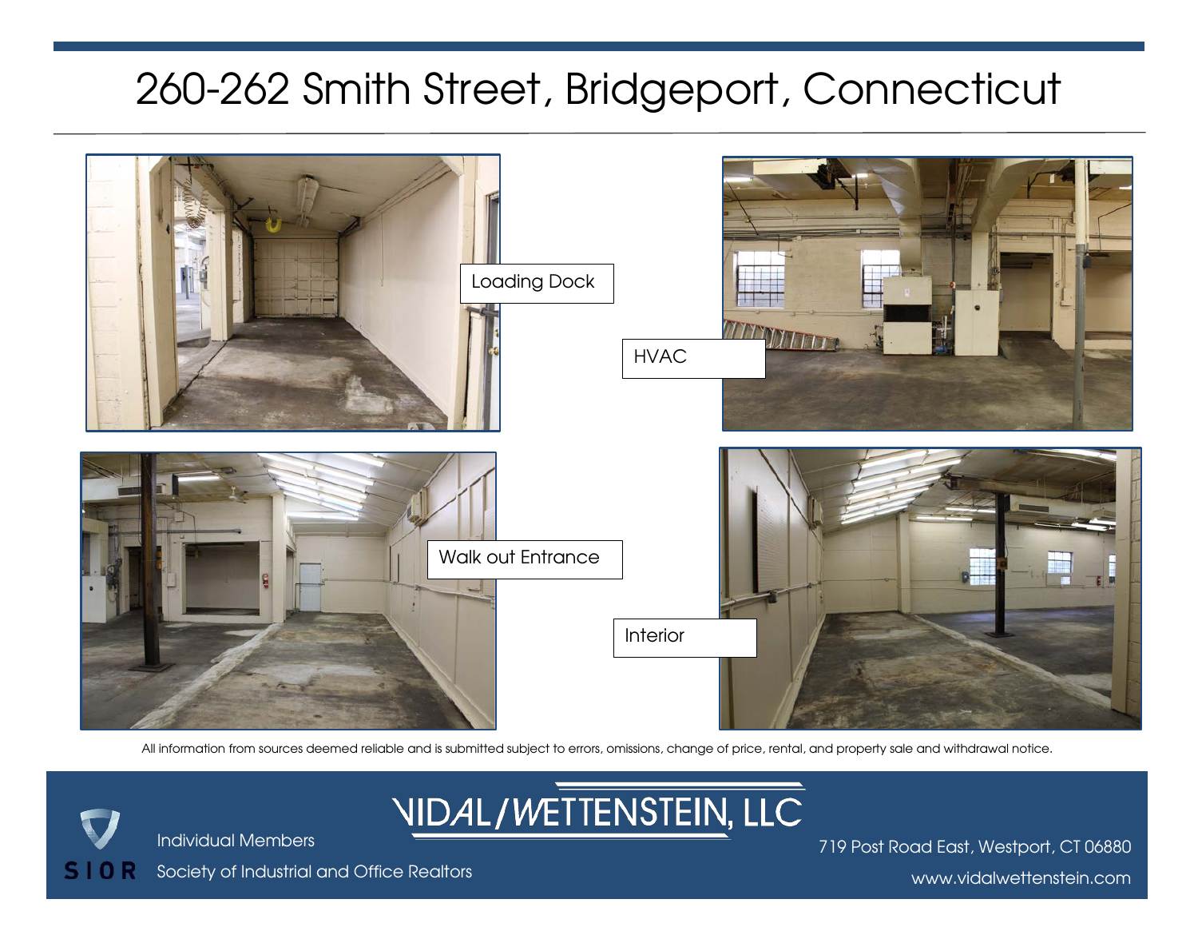# 260-262 Smith Street, Bridgeport, Connecticut

Loading Dock

HVAC

Walk out Entrance

Interior

All information from sources deemed reliable and is submitted subject to errors, omissions, change of price, rental, and property sale and withdrawal notice.

VIDAL/WETTENSTEIN, LLC

SIOR

Individual Members

Society of Industrial and Office Realtors

719 Post Road East, Westport, CT 06880

www.vidalwettenstein.com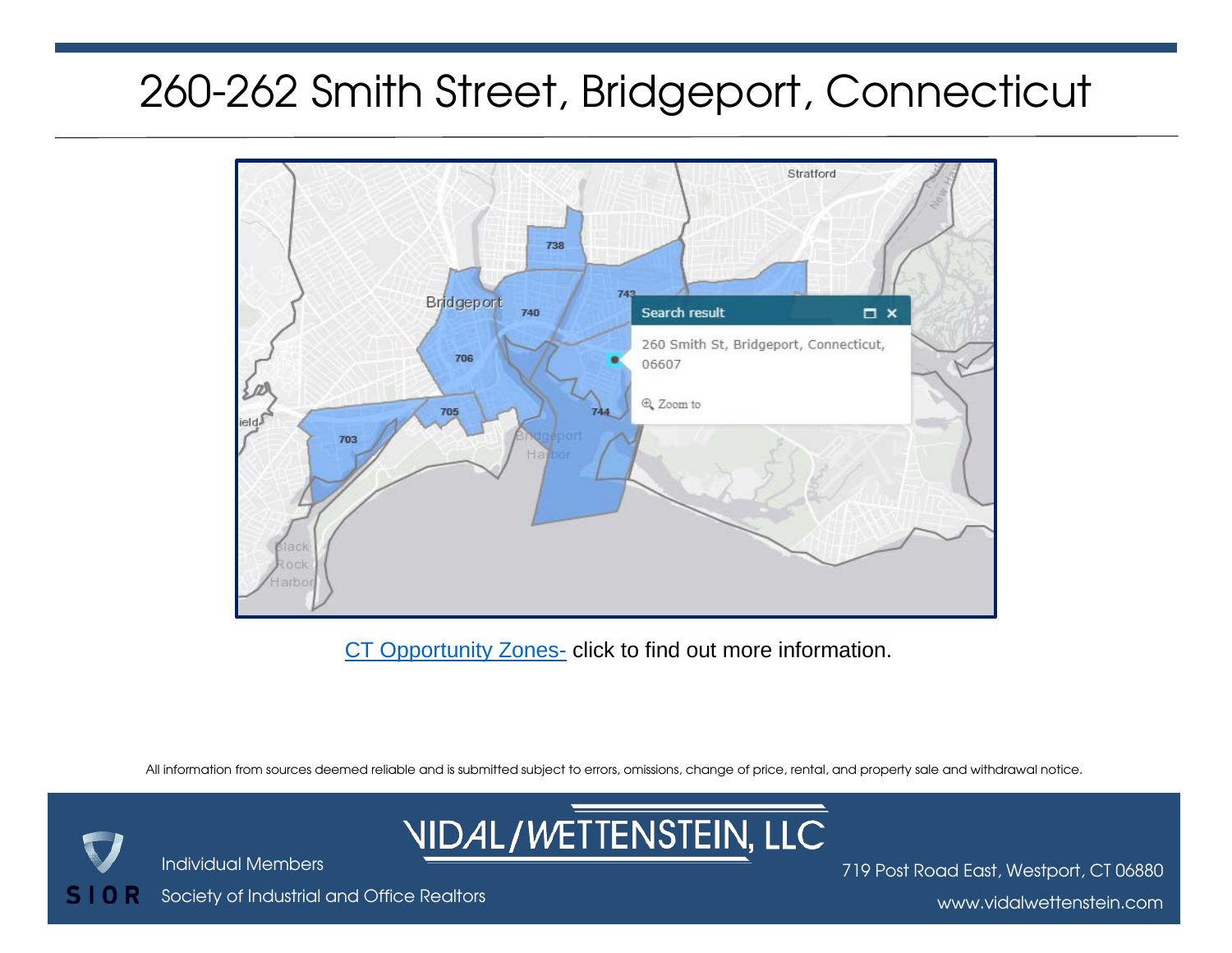# 260-262 Smith Street, Bridgeport, Connecticut

CT Opportunity Zones- click to find out more information.

All information from sources deemed reliable and is submitted subject to errors, omissions, change of price, rental, and property sale and withdrawal notice.

VIDAL/WETTENSTEIN, LLC

SIOR Individual Members

Society of Industrial and Office Realtors

719 Post Road East, Westport, CT 06880

www.vidalwettenstein.com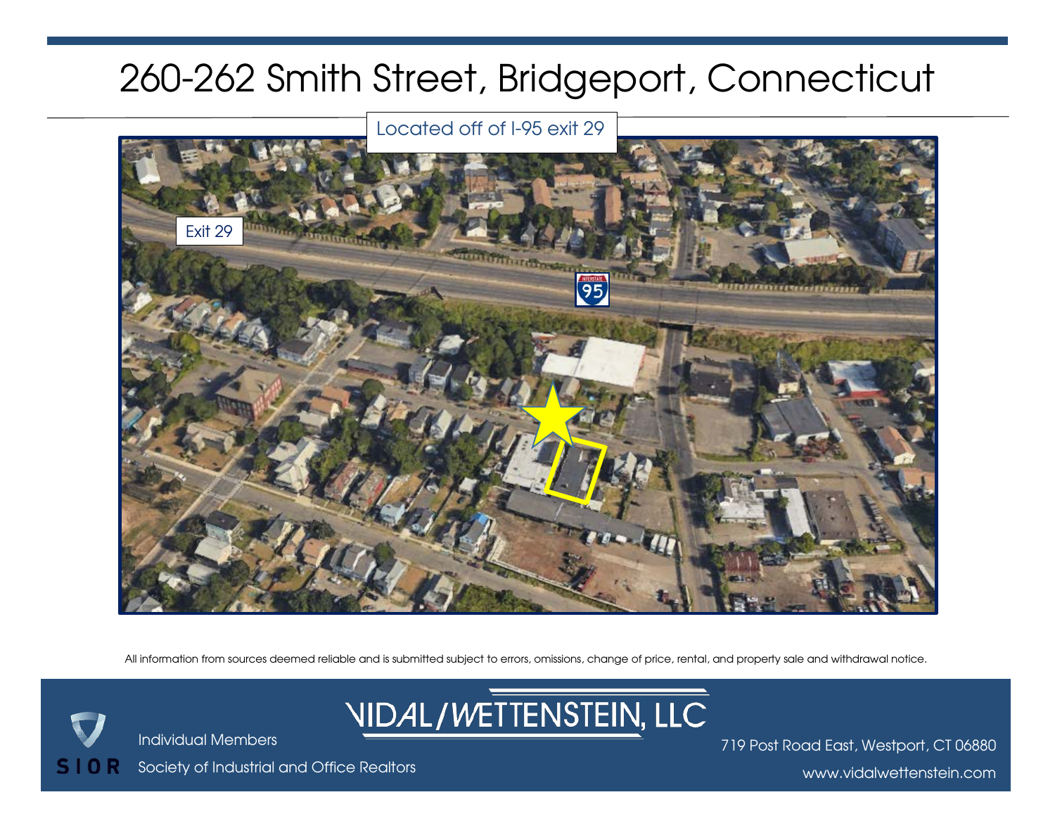# 260-262 Smith Street, Bridgeport, Connecticut

Located off of I-95 exit 29

Exit 29

All information from sources deemed reliable and is submitted subject to errors, omissions, change of price, rental, and property sale and withdrawal notice.

VIDAL/WETTENSTEIN, LLC

SIOR

Individual Members

Society of Industrial and Office Realtors

719 Post Road East, Westport, CT 06880

www.vidalwettenstein.com